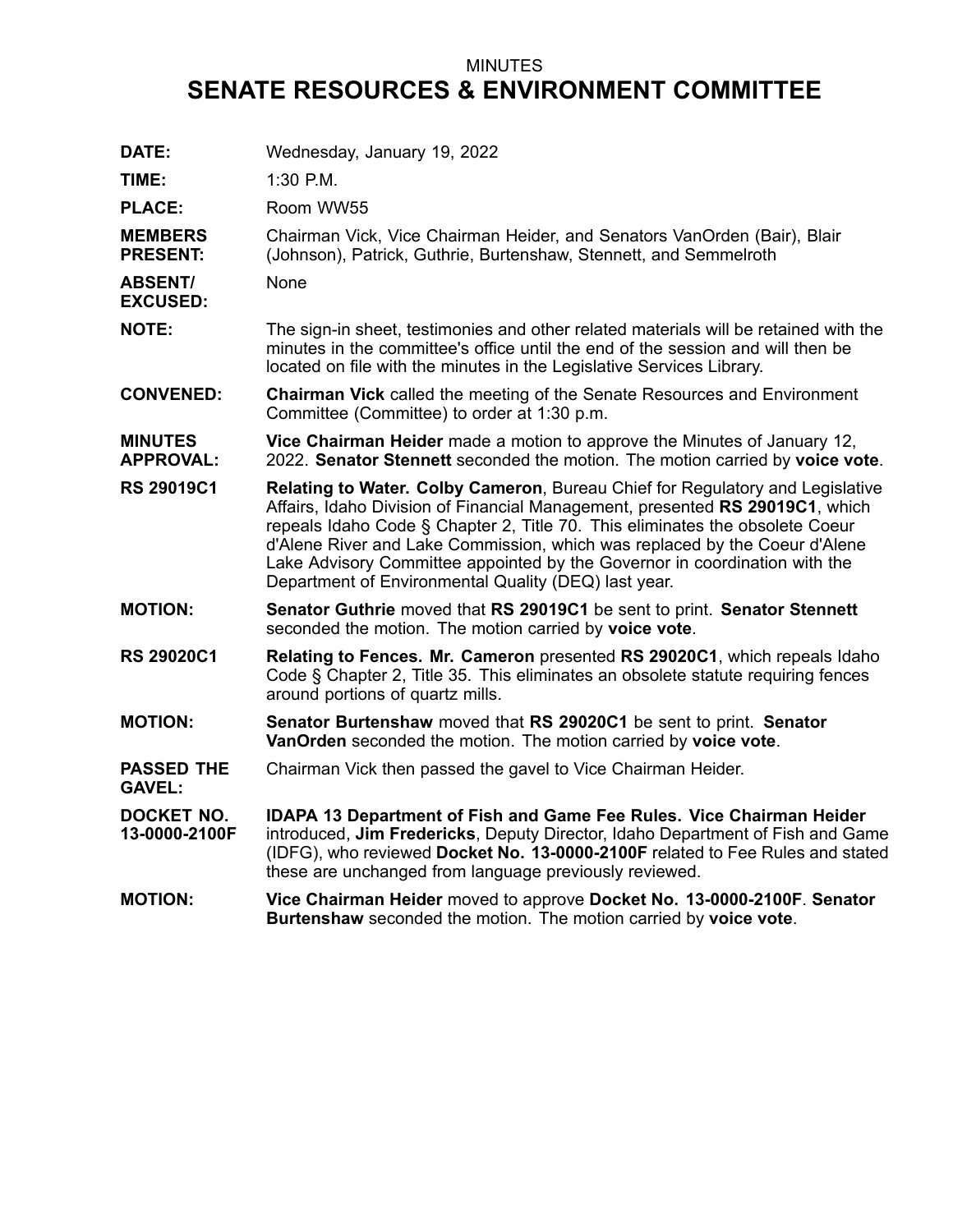MINUTES

# SENATE RESOURCES & ENVIRONMENT COMMITTEE

**DATE:** Wednesday, January 19, 2022

**TIME:** 1:30 P.M.

**PLACE:** Room WW55

**MEMBERS PRESENT:** Chairman Vick, Vice Chairman Heider, and Senators VanOrden (Bair), Blair (Johnson), Patrick, Guthrie, Burtenshaw, Stennett, and Semmelroth

**ABSENT/ EXCUSED:** None

**NOTE:** The sign-in sheet, testimonies and other related materials will be retained with the minutes in the committee's office until the end of the session and will then be located on file with the minutes in the Legislative Services Library.

**CONVENED:** **Chairman Vick** called the meeting of the Senate Resources and Environment Committee (Committee) to order at 1:30 p.m.

**MINUTES APPROVAL:** **Vice Chairman Heider** made a motion to approve the Minutes of January 12, 2022. **Senator Stennett** seconded the motion. The motion carried by **voice vote**.

**RS 29019C1** **Relating to Water. Colby Cameron**, Bureau Chief for Regulatory and Legislative Affairs, Idaho Division of Financial Management, presented **RS 29019C1**, which repeals Idaho Code § Chapter 2, Title 70. This eliminates the obsolete Coeur d'Alene River and Lake Commission, which was replaced by the Coeur d'Alene Lake Advisory Committee appointed by the Governor in coordination with the Department of Environmental Quality (DEQ) last year.

**MOTION:** **Senator Guthrie** moved that **RS 29019C1** be sent to print. **Senator Stennett** seconded the motion. The motion carried by **voice vote**.

**RS 29020C1** **Relating to Fences. Mr. Cameron** presented **RS 29020C1**, which repeals Idaho Code § Chapter 2, Title 35. This eliminates an obsolete statute requiring fences around portions of quartz mills.

**MOTION:** **Senator Burtenshaw** moved that **RS 29020C1** be sent to print. **Senator VanOrden** seconded the motion. The motion carried by **voice vote**.

**PASSED THE GAVEL:** Chairman Vick then passed the gavel to Vice Chairman Heider.

**DOCKET NO. 13-0000-2100F** **IDAPA 13 Department of Fish and Game Fee Rules. Vice Chairman Heider** introduced, **Jim Fredericks**, Deputy Director, Idaho Department of Fish and Game (IDFG), who reviewed **Docket No. 13-0000-2100F** related to Fee Rules and stated these are unchanged from language previously reviewed.

**MOTION:** **Vice Chairman Heider** moved to approve **Docket No. 13-0000-2100F**. **Senator Burtenshaw** seconded the motion. The motion carried by **voice vote**.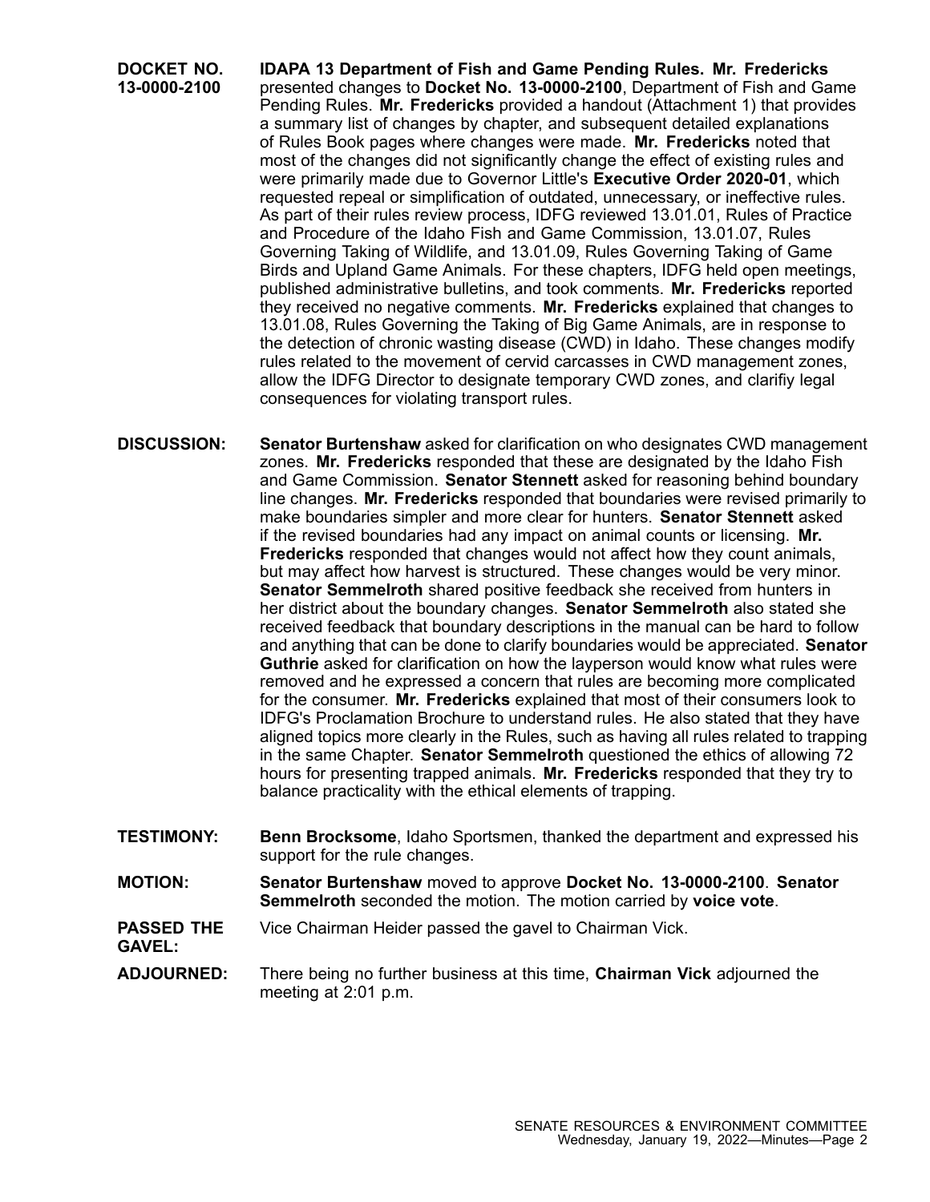**DOCKET NO. 13-0000-2100** **IDAPA 13 Department of Fish and Game Pending Rules. Mr. Fredericks** presented changes to **Docket No. 13-0000-2100**, Department of Fish and Game Pending Rules. **Mr. Fredericks** provided a handout (Attachment 1) that provides a summary list of changes by chapter, and subsequent detailed explanations of Rules Book pages where changes were made. **Mr. Fredericks** noted that most of the changes did not significantly change the effect of existing rules and were primarily made due to Governor Little's **Executive Order 2020-01**, which requested repeal or simplification of outdated, unnecessary, or ineffective rules. As part of their rules review process, IDFG reviewed 13.01.01, Rules of Practice and Procedure of the Idaho Fish and Game Commission, 13.01.07, Rules Governing Taking of Wildlife, and 13.01.09, Rules Governing Taking of Game Birds and Upland Game Animals. For these chapters, IDFG held open meetings, published administrative bulletins, and took comments. **Mr. Fredericks** reported they received no negative comments. **Mr. Fredericks** explained that changes to 13.01.08, Rules Governing the Taking of Big Game Animals, are in response to the detection of chronic wasting disease (CWD) in Idaho. These changes modify rules related to the movement of cervid carcasses in CWD management zones, allow the IDFG Director to designate temporary CWD zones, and clarifiy legal consequences for violating transport rules.

**DISCUSSION:** **Senator Burtenshaw** asked for clarification on who designates CWD management zones. **Mr. Fredericks** responded that these are designated by the Idaho Fish and Game Commission. **Senator Stennett** asked for reasoning behind boundary line changes. **Mr. Fredericks** responded that boundaries were revised primarily to make boundaries simpler and more clear for hunters. **Senator Stennett** asked if the revised boundaries had any impact on animal counts or licensing. **Mr. Fredericks** responded that changes would not affect how they count animals, but may affect how harvest is structured. These changes would be very minor. **Senator Semmelroth** shared positive feedback she received from hunters in her district about the boundary changes. **Senator Semmelroth** also stated she received feedback that boundary descriptions in the manual can be hard to follow and anything that can be done to clarify boundaries would be appreciated. **Senator Guthrie** asked for clarification on how the layperson would know what rules were removed and he expressed a concern that rules are becoming more complicated for the consumer. **Mr. Fredericks** explained that most of their consumers look to IDFG's Proclamation Brochure to understand rules. He also stated that they have aligned topics more clearly in the Rules, such as having all rules related to trapping in the same Chapter. **Senator Semmelroth** questioned the ethics of allowing 72 hours for presenting trapped animals. **Mr. Fredericks** responded that they try to balance practicality with the ethical elements of trapping.

**TESTIMONY:** **Benn Brocksome**, Idaho Sportsmen, thanked the department and expressed his support for the rule changes.

**MOTION:** **Senator Burtenshaw** moved to approve **Docket No. 13-0000-2100**. **Senator Semmelroth** seconded the motion. The motion carried by **voice vote**.

**PASSED THE GAVEL:** Vice Chairman Heider passed the gavel to Chairman Vick.

**ADJOURNED:** There being no further business at this time, **Chairman Vick** adjourned the meeting at 2:01 p.m.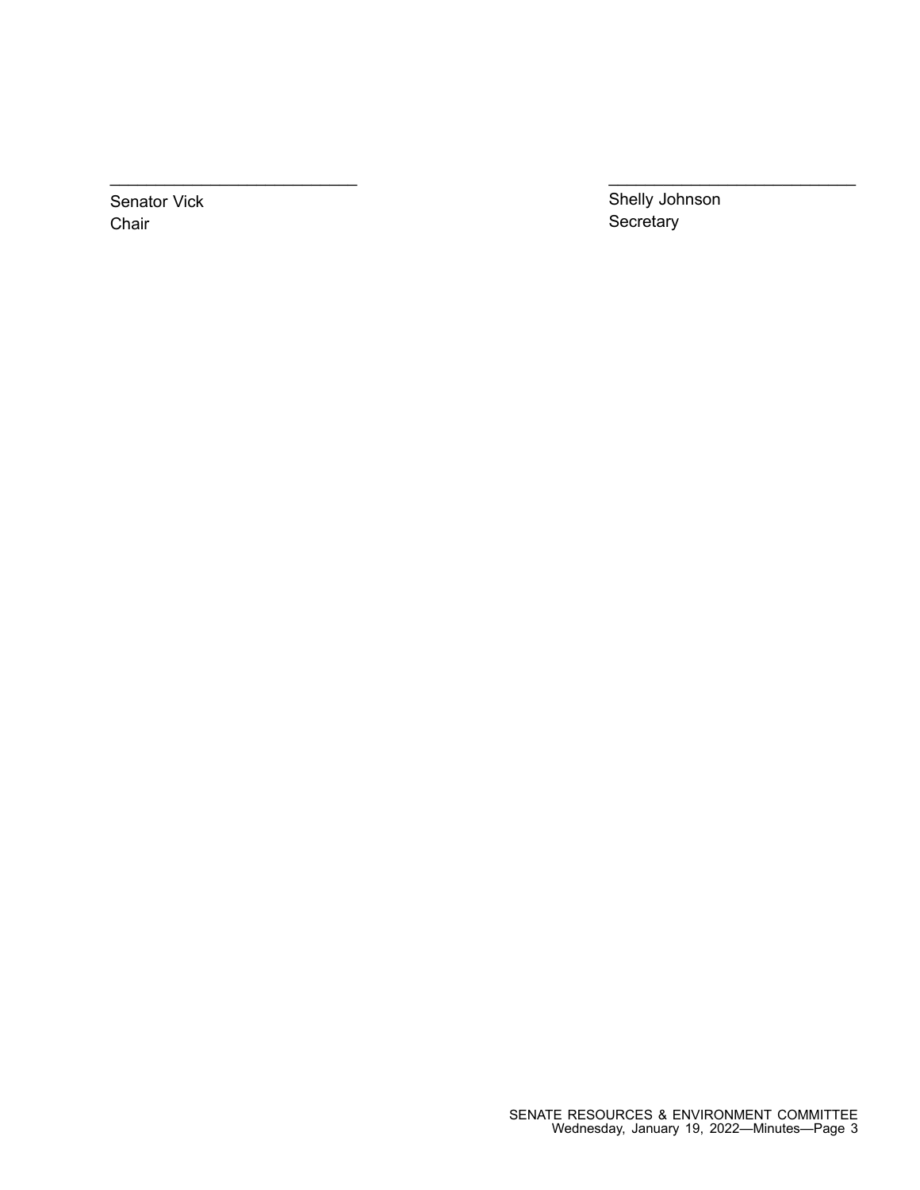___________________________

Senator Vick
Chair

___________________________

Shelly Johnson
Secretary